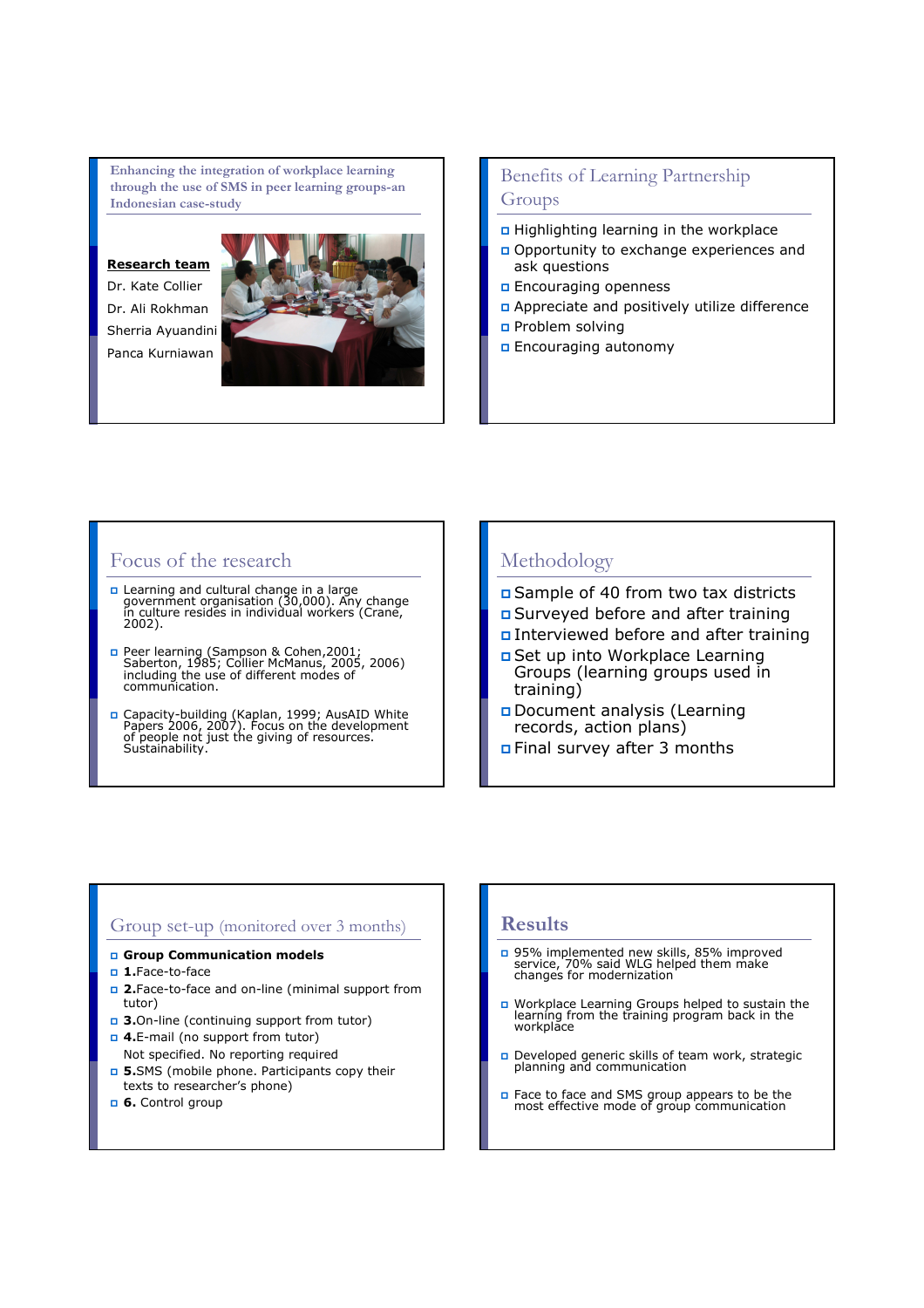## Enhancing the integration of workplace learning through the use of SMS in peer learning groups-an Indonesian case-study

**Research team**

Dr. Kate Collier

Dr. Ali Rokhman

Sherria Ayuandini

Panca Kurniawan

## Benefits of Learning Partnership Groups

- Highlighting learning in the workplace
- Opportunity to exchange experiences and ask questions
- Encouraging openness
- Appreciate and positively utilize difference
- Problem solving
- Encouraging autonomy

## Focus of the research

- Learning and cultural change in a large government organisation (30,000). Any change in culture resides in individual workers (Crane, 2002).
- Peer learning (Sampson & Cohen,2001; Saberton, 1985; Collier McManus, 2005, 2006) including the use of different modes of communication.
- Capacity-building (Kaplan, 1999; AusAID White Papers 2006, 2007). Focus on the development of people not just the giving of resources. Sustainability.

## Methodology

- Sample of 40 from two tax districts
- Surveyed before and after training
- Interviewed before and after training
- Set up into Workplace Learning Groups (learning groups used in training)
- Document analysis (Learning records, action plans)
- Final survey after 3 months

## Group set-up (monitored over 3 months)

- **Group Communication models**
- **1.**Face-to-face
- **2.**Face-to-face and on-line (minimal support from tutor)
- **3.**On-line (continuing support from tutor)
- **4.**E-mail (no support from tutor)

  Not specified. No reporting required
- **5.**SMS (mobile phone. Participants copy their texts to researcher's phone)
- **6.** Control group

## Results

- 95% implemented new skills, 85% improved service, 70% said WLG helped them make changes for modernization
- Workplace Learning Groups helped to sustain the learning from the training program back in the workplace
- Developed generic skills of team work, strategic planning and communication
- Face to face and SMS group appears to be the most effective mode of group communication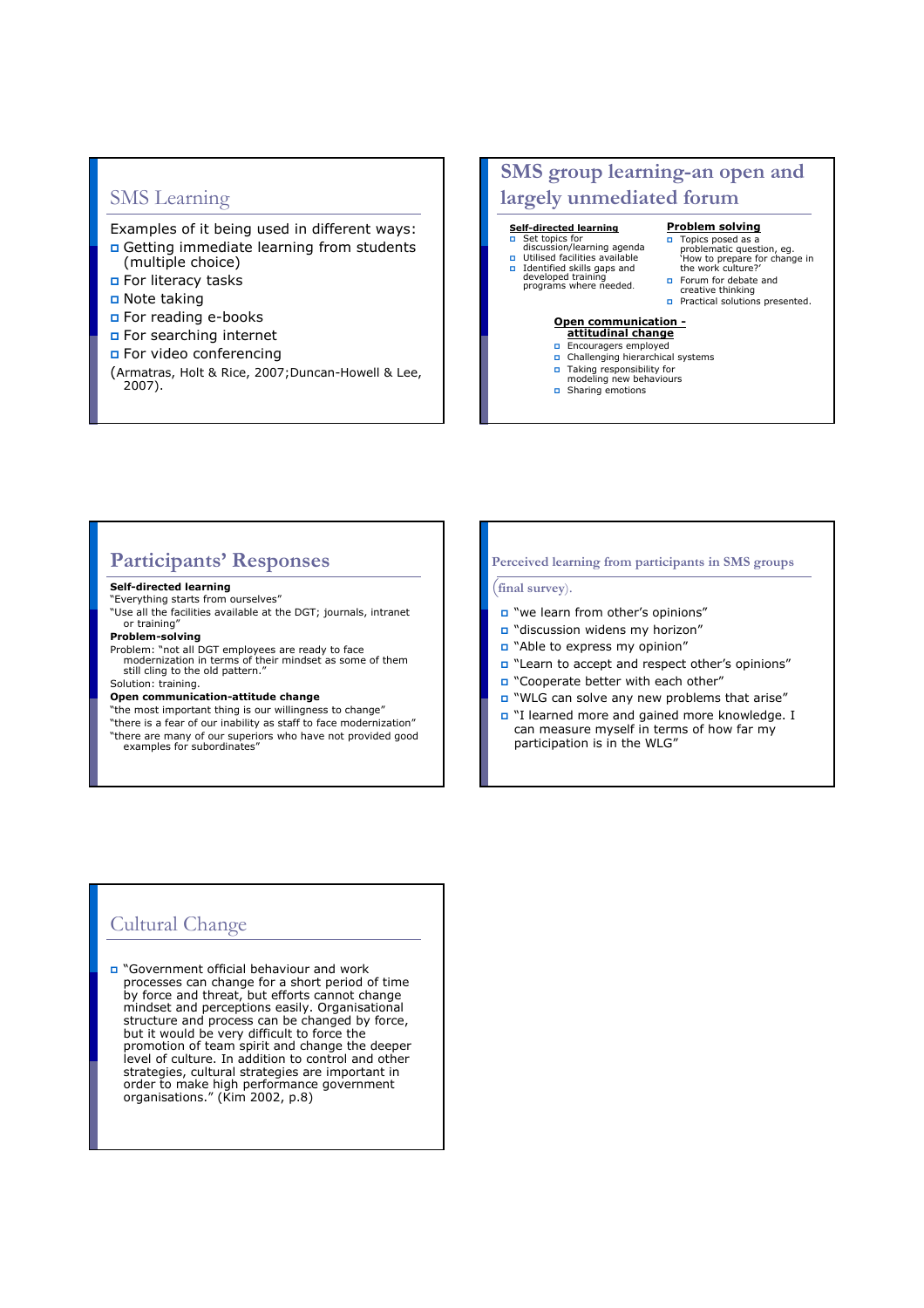## SMS Learning

Examples of it being used in different ways:

- Getting immediate learning from students (multiple choice)
- For literacy tasks
- Note taking
- For reading e-books
- For searching internet
- For video conferencing

(Armatras, Holt & Rice, 2007;Duncan-Howell & Lee, 2007).

## SMS group learning-an open and largely unmediated forum

**Self-directed learning**

- Set topics for discussion/learning agenda
- Utilised facilities available
- Identified skills gaps and developed training programs where needed.

**Problem solving**

- Topics posed as a problematic question, eg. 'How to prepare for change in the work culture?'
- Forum for debate and creative thinking
- Practical solutions presented.

**Open communication - attitudinal change**

- Encouragers employed
- Challenging hierarchical systems
- Taking responsibility for modeling new behaviours
- Sharing emotions

## Participants' Responses

**Self-directed learning**

"Everything starts from ourselves"

"Use all the facilities available at the DGT; journals, intranet or training"

**Problem-solving**

Problem: "not all DGT employees are ready to face modernization in terms of their mindset as some of them still cling to the old pattern."

Solution: training.

**Open communication-attitude change**

"the most important thing is our willingness to change"

"there is a fear of our inability as staff to face modernization"

"there are many of our superiors who have not provided good examples for subordinates"

## Perceived learning from participants in SMS groups (final survey).

- "we learn from other's opinions"
- "discussion widens my horizon"
- "Able to express my opinion"
- "Learn to accept and respect other's opinions"
- "Cooperate better with each other"
- "WLG can solve any new problems that arise"
- "I learned more and gained more knowledge. I can measure myself in terms of how far my participation is in the WLG"

## Cultural Change

- "Government official behaviour and work processes can change for a short period of time by force and threat, but efforts cannot change mindset and perceptions easily. Organisational structure and process can be changed by force, but it would be very difficult to force the promotion of team spirit and change the deeper level of culture. In addition to control and other strategies, cultural strategies are important in order to make high performance government organisations." (Kim 2002, p.8)